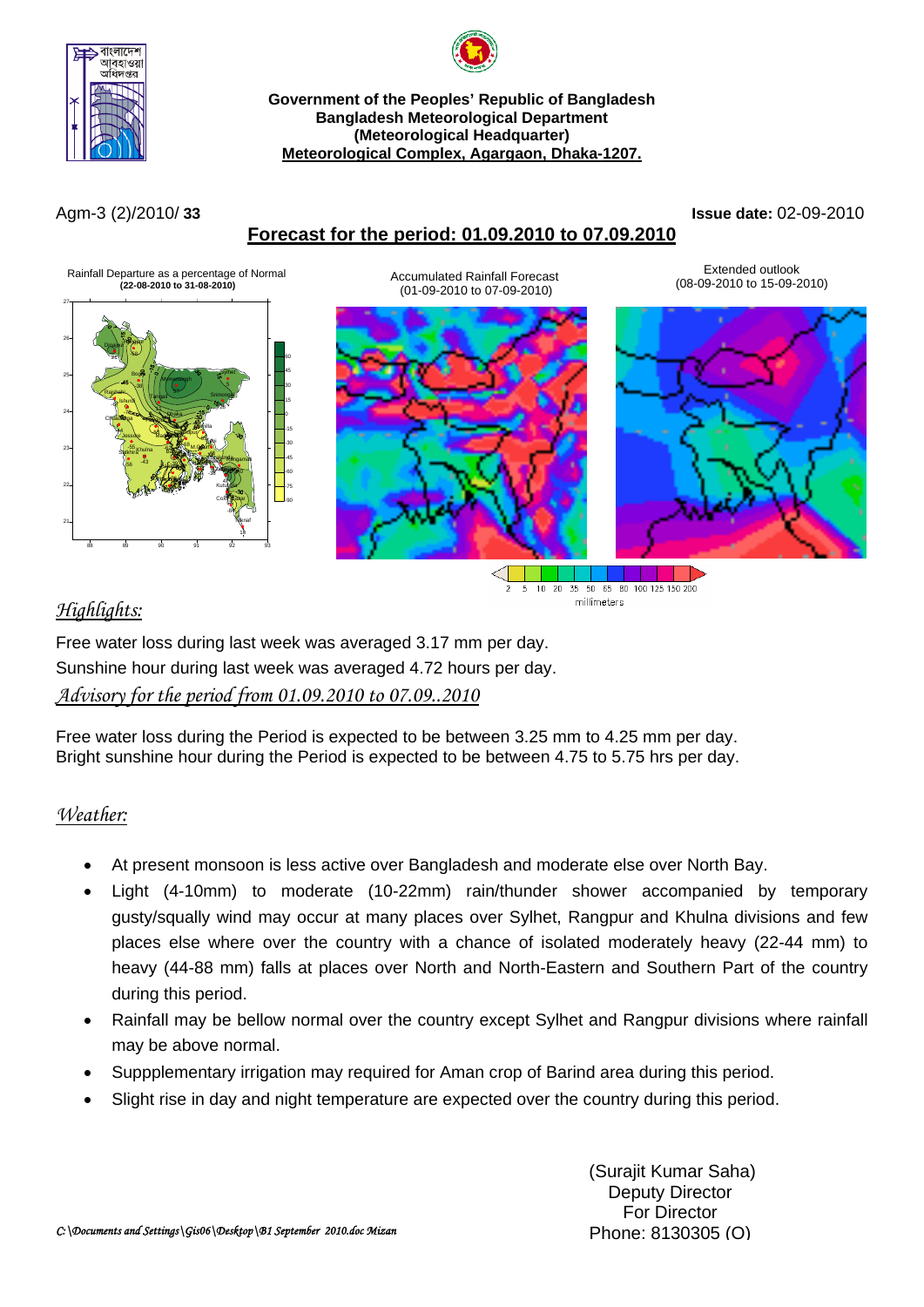**Government of the Peoples' Republic of Bangladesh**
**Bangladesh Meteorological Department**
**(Meteorological Headquarter)**
**Meteorological Complex, Agargaon, Dhaka-1207.**

Agm-3 (2)/2010/ **33** **Issue date:** 02-09-2010

## Forecast for the period: 01.09.2010 to 07.09.2010

Rainfall Departure as a percentage of Normal **(22-08-2010 to 31-08-2010)**

Accumulated Rainfall Forecast (01-09-2010 to 07-09-2010)

Extended outlook (08-09-2010 to 15-09-2010)

## *Highlights:*

Free water loss during last week was averaged 3.17 mm per day.
Sunshine hour during last week was averaged 4.72 hours per day.

*Advisory for the period from 01.09.2010 to 07.09..2010*

Free water loss during the Period is expected to be between 3.25 mm to 4.25 mm per day.
Bright sunshine hour during the Period is expected to be between 4.75 to 5.75 hrs per day.

## *Weather:*

- At present monsoon is less active over Bangladesh and moderate else over North Bay.
- Light (4-10mm) to moderate (10-22mm) rain/thunder shower accompanied by temporary gusty/squally wind may occur at many places over Sylhet, Rangpur and Khulna divisions and few places else where over the country with a chance of isolated moderately heavy (22-44 mm) to heavy (44-88 mm) falls at places over North and North-Eastern and Southern Part of the country during this period.
- Rainfall may be bellow normal over the country except Sylhet and Rangpur divisions where rainfall may be above normal.
- Suppplementary irrigation may required for Aman crop of Barind area during this period.
- Slight rise in day and night temperature are expected over the country during this period.

(Surajit Kumar Saha)
Deputy Director
For Director
Phone: 8130305 (O)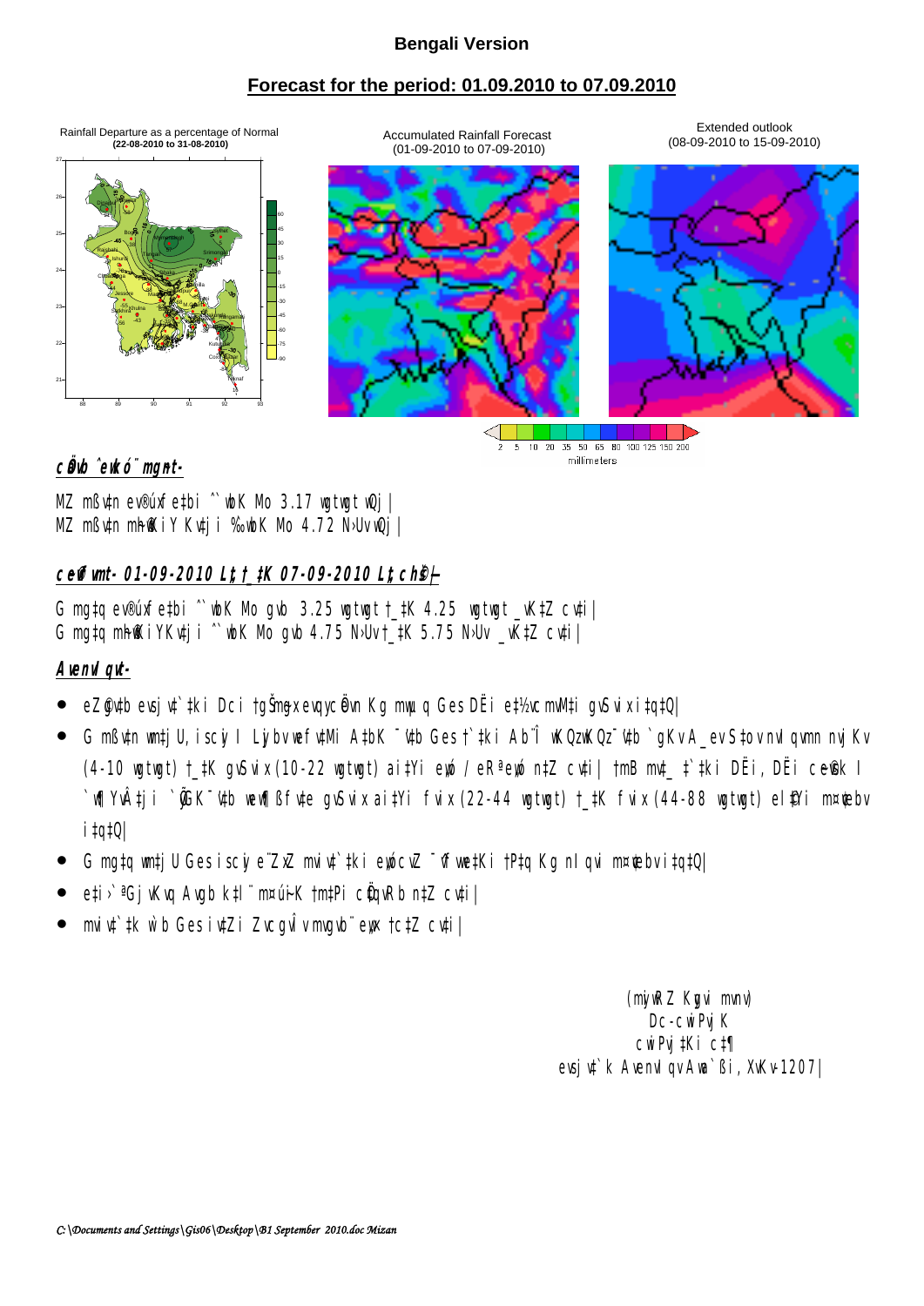**Bengali Version**

**Forecast for the period: 01.09.2010 to 07.09.2010**

Rainfall Departure as a percentage of Normal
**(22-08-2010 to 31-08-2010)**

Accumulated Rainfall Forecast
(01-09-2010 to 07-09-2010)

Extended outlook
(08-09-2010 to 15-09-2010)

2 5 10 20 35 50 65 80 100 125 150 200
millimeters

**cÖavb ˆewkó¨ mgyn-**

MZ mßv‡n ev®úxf‡bi ˆ`wbK Mo 3.17 wgtwgt wQj|
MZ mßv‡n m~h©wKiY Kv‡ji ‰`wbK Mo 4.72 N›Uv wQj|

**c~e©vfvm- 01-09-2010 Lªxt †_‡K 07-09-2010 Lªxt ch©š—**

G mg‡q ev®úxf‡bi ˆ`wbK Mo gvb 3.25 wgtwgt †_‡K 4.25 wgtwgt _vK‡Z cv‡i|
G mg‡q m~h©wKiY Kv‡ji ˆ`wbK Mo gvb 4.75 N›Uv †_‡K 5.75 N›Uv _vK‡Z cv‡i|

**Avenvlqvt-**

- eZ©gv‡b evsjv‡`‡ki Dci †gŠmygx evqyc×wZ Kg mwµq Ges DËi e‡½vcmvM‡i gvSvix ai‡Yi|
- G mßv‡n wm‡jU, iscyi I Lyjbv wefv‡Mi A‡bK ¯'v‡b Ges †`‡ki Ab¨Î wKQzwKQz ¯'v‡b `gKv A_ev S‡ov nvlqvmn nvjKv (4-10 wgtwgt) †_‡K gvSvix (10-22 wgtwgt) ai‡Yi e„wó / eRªe„wó n‡Z cv‡i| †mB mv‡_ †`‡ki DËi, DËi cwðg I `w¶YÂ‡ji `yÕGK ¯'v‡b wew¶ßfv‡e gvSvix ai‡Yi fvix (22-44 wgtwgt) †_‡K fvix (44-88 wgtwgt) el©‡Yi m¤¢vebv i‡q‡Q|
- G mg‡q wm‡jU Ges iscyi e¨ZxZ mviv‡`‡ki e„wócvZ ¯^vfvweK †P‡q Kg nlqvi m¤¢vebv i‡q‡Q|
- e‡½vcmvM‡i Ab¨ †Kvb j‡Nyïvc m„wói Av‡jvPbv `„k¨gvb bvB|
- mviv‡`‡k w`b Ges iv‡Zi ZvcgvÎv mvgvb¨ evo‡Z cv‡i|

(mjyRZ Kgvi mvnv)
Dc-cwiPvjK
cwiPvj‡Ki c‡¶
evsjv‡`k Avenvlqv Awa`ßi, XvKv-1207|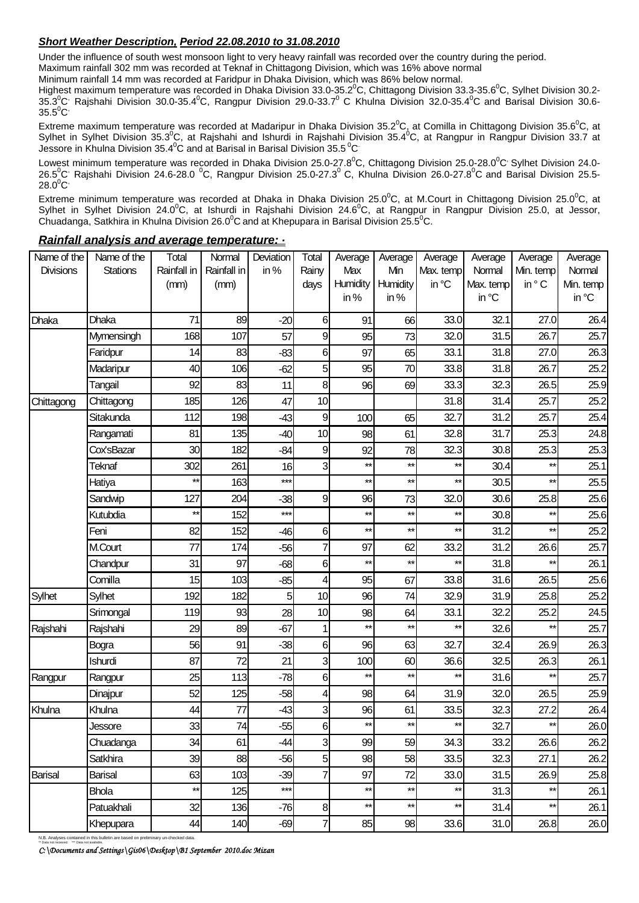***Short Weather Description, Period 22.08.2010 to 31.08.2010***

Under the influence of south west monsoon light to very heavy rainfall was recorded over the country during the period.
Maximum rainfall 302 mm was recorded at Teknaf in Chittagong Division, which was 16% above normal
Minimum rainfall 14 mm was recorded at Faridpur in Dhaka Division, which was 86% below normal.
Highest maximum temperature was recorded in Dhaka Division 33.0-35.2$^0$C, Chittagong Division 33.3-35.6$^0$C, Sylhet Division 30.2-35.3$^0$C, Rajshahi Division 30.0-35.4$^0$C, Rangpur Division 29.0-33.7$^0$ C Khulna Division 32.0-35.4$^0$C and Barisal Division 30.6-35.5$^0$C.

Extreme maximum temperature was recorded at Madaripur in Dhaka Division 35.2$^0$C, at Comilla in Chittagong Division 35.6$^0$C, at Sylhet in Sylhet Division 35.3$^0$C, at Rajshahi and Ishurdi in Rajshahi Division 35.4$^0$C, at Rangpur in Rangpur Division 33.7 at Jessore in Khulna Division 35.4$^0$C and at Barisal in Barisal Division 35.5 $^0$C.

Lowest minimum temperature was recorded in Dhaka Division 25.0-27.8$^0$C, Chittagong Division 25.0-28.0$^0$C, Sylhet Division 24.0-26.5$^0$C, Rajshahi Division 24.6-28.0 $^0$C, Rangpur Division 25.0-27.3$^0$ C, Khulna Division 26.0-27.8$^0$C and Barisal Division 25.5-28.0$^0$C.

Extreme minimum temperature was recorded at Dhaka in Dhaka Division 25.0$^0$C, at M.Court in Chittagong Division 25.0$^0$C, at Sylhet in Sylhet Division 24.0$^0$C, at Ishurdi in Rajshahi Division 24.6$^0$C, at Rangpur in Rangpur Division 25.0, at Jessor, Chuadanga, Satkhira in Khulna Division 26.0$^0$C and at Khepupara in Barisal Division 25.5$^0$C.

***Rainfall analysis and average temperature: -***

| Name of the Divisions | Name of the Stations | Total Rainfall in (mm) | Normal Rainfall in (mm) | Deviation in % | Total Rainy days | Average Max Humidity in % | Average Min Humidity in % | Average Max. temp in °C | Average Normal Max. temp in °C | Average Min. temp in ° C | Average Normal Min. temp in °C |
|---|---|---|---|---|---|---|---|---|---|---|---|
| Dhaka | Dhaka | 71 | 89 | -20 | 6 | 91 | 66 | 33.0 | 32.1 | 27.0 | 26.4 |
| | Mymensingh | 168 | 107 | 57 | 9 | 95 | 73 | 32.0 | 31.5 | 26.7 | 25.7 |
| | Faridpur | 14 | 83 | -83 | 6 | 97 | 65 | 33.1 | 31.8 | 27.0 | 26.3 |
| | Madaripur | 40 | 106 | -62 | 5 | 95 | 70 | 33.8 | 31.8 | 26.7 | 25.2 |
| | Tangail | 92 | 83 | 11 | 8 | 96 | 69 | 33.3 | 32.3 | 26.5 | 25.9 |
| Chittagong | Chittagong | 185 | 126 | 47 | 10 | | | 31.8 | 31.4 | 25.7 | 25.2 |
| | Sitakunda | 112 | 198 | -43 | 9 | 100 | 65 | 32.7 | 31.2 | 25.7 | 25.4 |
| | Rangamati | 81 | 135 | -40 | 10 | 98 | 61 | 32.8 | 31.7 | 25.3 | 24.8 |
| | Cox'sBazar | 30 | 182 | -84 | 9 | 92 | 78 | 32.3 | 30.8 | 25.3 | 25.3 |
| | Teknaf | 302 | 261 | 16 | 3 | ** | ** | ** | 30.4 | ** | 25.1 |
| | Hatiya | ** | 163 | *** | | ** | ** | ** | 30.5 | ** | 25.5 |
| | Sandwip | 127 | 204 | -38 | 9 | 96 | 73 | 32.0 | 30.6 | 25.8 | 25.6 |
| | Kutubdia | ** | 152 | *** | | ** | ** | ** | 30.8 | ** | 25.6 |
| | Feni | 82 | 152 | -46 | 6 | ** | ** | ** | 31.2 | ** | 25.2 |
| | M.Court | 77 | 174 | -56 | 7 | 97 | 62 | 33.2 | 31.2 | 26.6 | 25.7 |
| | Chandpur | 31 | 97 | -68 | 6 | ** | ** | ** | 31.8 | ** | 26.1 |
| | Comilla | 15 | 103 | -85 | 4 | 95 | 67 | 33.8 | 31.6 | 26.5 | 25.6 |
| Sylhet | Sylhet | 192 | 182 | 5 | 10 | 96 | 74 | 32.9 | 31.9 | 25.8 | 25.2 |
| | Srimongal | 119 | 93 | 28 | 10 | 98 | 64 | 33.1 | 32.2 | 25.2 | 24.5 |
| Rajshahi | Rajshahi | 29 | 89 | -67 | 1 | ** | ** | ** | 32.6 | ** | 25.7 |
| | Bogra | 56 | 91 | -38 | 6 | 96 | 63 | 32.7 | 32.4 | 26.9 | 26.3 |
| | Ishurdi | 87 | 72 | 21 | 3 | 100 | 60 | 36.6 | 32.5 | 26.3 | 26.1 |
| Rangpur | Rangpur | 25 | 113 | -78 | 6 | ** | ** | ** | 31.6 | ** | 25.7 |
| | Dinajpur | 52 | 125 | -58 | 4 | 98 | 64 | 31.9 | 32.0 | 26.5 | 25.9 |
| Khulna | Khulna | 44 | 77 | -43 | 3 | 96 | 61 | 33.5 | 32.3 | 27.2 | 26.4 |
| | Jessore | 33 | 74 | -55 | 6 | ** | ** | ** | 32.7 | ** | 26.0 |
| | Chuadanga | 34 | 61 | -44 | 3 | 99 | 59 | 34.3 | 33.2 | 26.6 | 26.2 |
| | Satkhira | 39 | 88 | -56 | 5 | 98 | 58 | 33.5 | 32.3 | 27.1 | 26.2 |
| Barisal | Barisal | 63 | 103 | -39 | 7 | 97 | 72 | 33.0 | 31.5 | 26.9 | 25.8 |
| | Bhola | ** | 125 | *** | | ** | ** | ** | 31.3 | ** | 26.1 |
| | Patuakhali | 32 | 136 | -76 | 8 | ** | ** | ** | 31.4 | ** | 26.1 |
| | Khepupara | 44 | 140 | -69 | 7 | 85 | 98 | 33.6 | 31.0 | 26.8 | 26.0 |

N.B. Analyses contained in this bulletin are based on preliminary un-checked data.
** Data not received. *** Data not available.

*C:\Documents and Settings\Gis06\Desktop\B1 September 2010.doc Mizan*